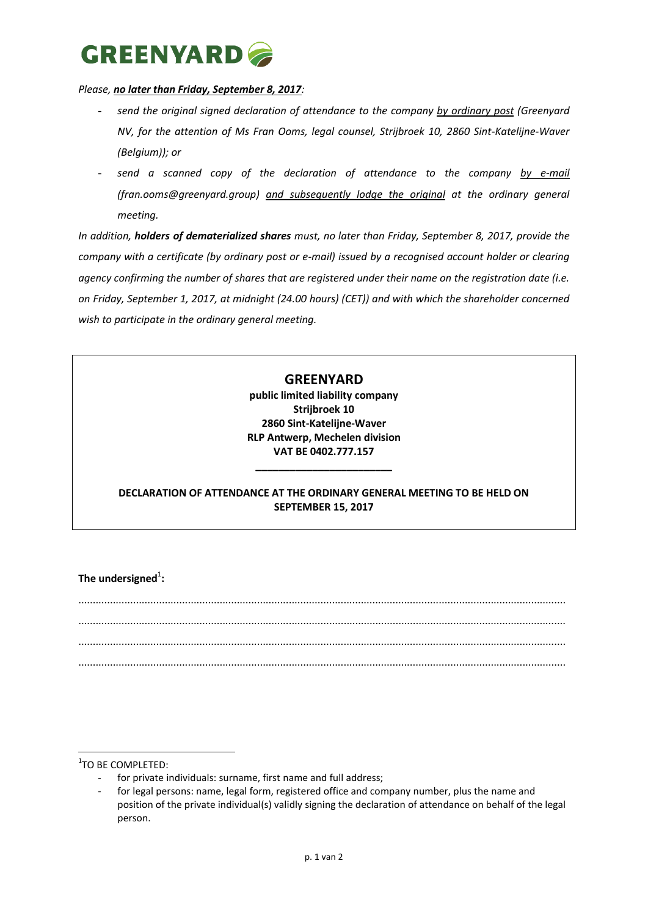**GREENYARD**

*Please, **no later than Friday, September 8, 2017**:*

- *send the original signed declaration of attendance to the company by ordinary post (Greenyard NV, for the attention of Ms Fran Ooms, legal counsel, Strijbroek 10, 2860 Sint-Katelijne-Waver (Belgium)); or*
- *send a scanned copy of the declaration of attendance to the company by e-mail (fran.ooms@greenyard.group) and subsequently lodge the original at the ordinary general meeting.*

*In addition, **holders of dematerialized shares** must, no later than Friday, September 8, 2017, provide the company with a certificate (by ordinary post or e-mail) issued by a recognised account holder or clearing agency confirming the number of shares that are registered under their name on the registration date (i.e. on Friday, September 1, 2017, at midnight (24.00 hours) (CET)) and with which the shareholder concerned wish to participate in the ordinary general meeting.*

---

**GREENYARD**
**public limited liability company**
**Strijbroek 10**
**2860 Sint-Katelijne-Waver**
**RLP Antwerp, Mechelen division**
**VAT BE 0402.777.157**

**DECLARATION OF ATTENDANCE AT THE ORDINARY GENERAL MEETING TO BE HELD ON SEPTEMBER 15, 2017**

---

**The undersigned[1]:**

.......................................................................................................................................................

.......................................................................................................................................................

.......................................................................................................................................................

.......................................................................................................................................................

[1]TO BE COMPLETED:

- for private individuals: surname, first name and full address;
- for legal persons: name, legal form, registered office and company number, plus the name and position of the private individual(s) validly signing the declaration of attendance on behalf of the legal person.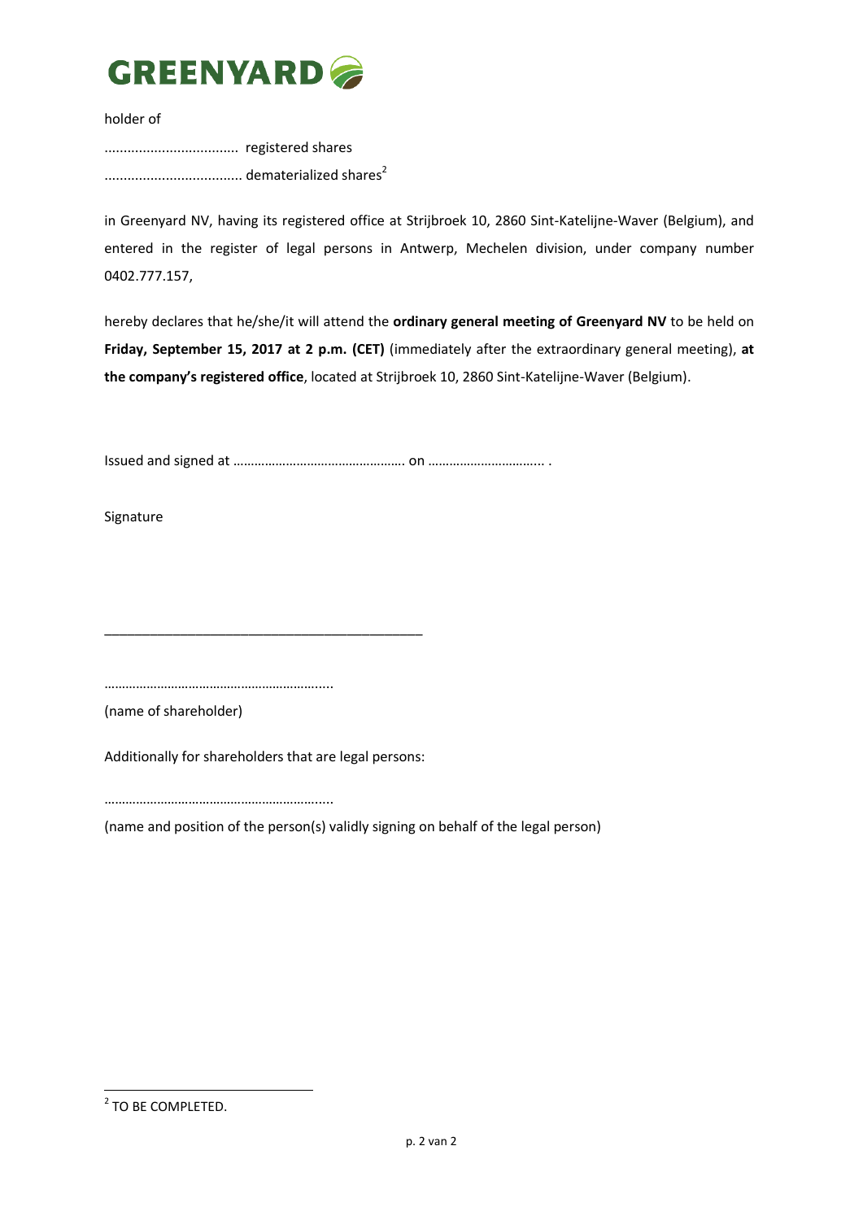holder of

.................................. registered shares

.................................. dematerialized shares[2]

in Greenyard NV, having its registered office at Strijbroek 10, 2860 Sint-Katelijne-Waver (Belgium), and entered in the register of legal persons in Antwerp, Mechelen division, under company number 0402.777.157,

hereby declares that he/she/it will attend the **ordinary general meeting of Greenyard NV** to be held on **Friday, September 15, 2017 at 2 p.m. (CET)** (immediately after the extraordinary general meeting), **at the company's registered office**, located at Strijbroek 10, 2860 Sint-Katelijne-Waver (Belgium).

Issued and signed at …………………………………………. on ………………………….. .

Signature

\_\_\_\_\_\_\_\_\_\_\_\_\_\_\_\_\_\_\_\_\_\_\_\_\_\_\_\_\_\_\_\_\_\_\_\_\_\_\_\_\_\_\_\_

……………………………………………………....

(name of shareholder)

Additionally for shareholders that are legal persons:

……………………………………………………....

(name and position of the person(s) validly signing on behalf of the legal person)

---

[2] TO BE COMPLETED.